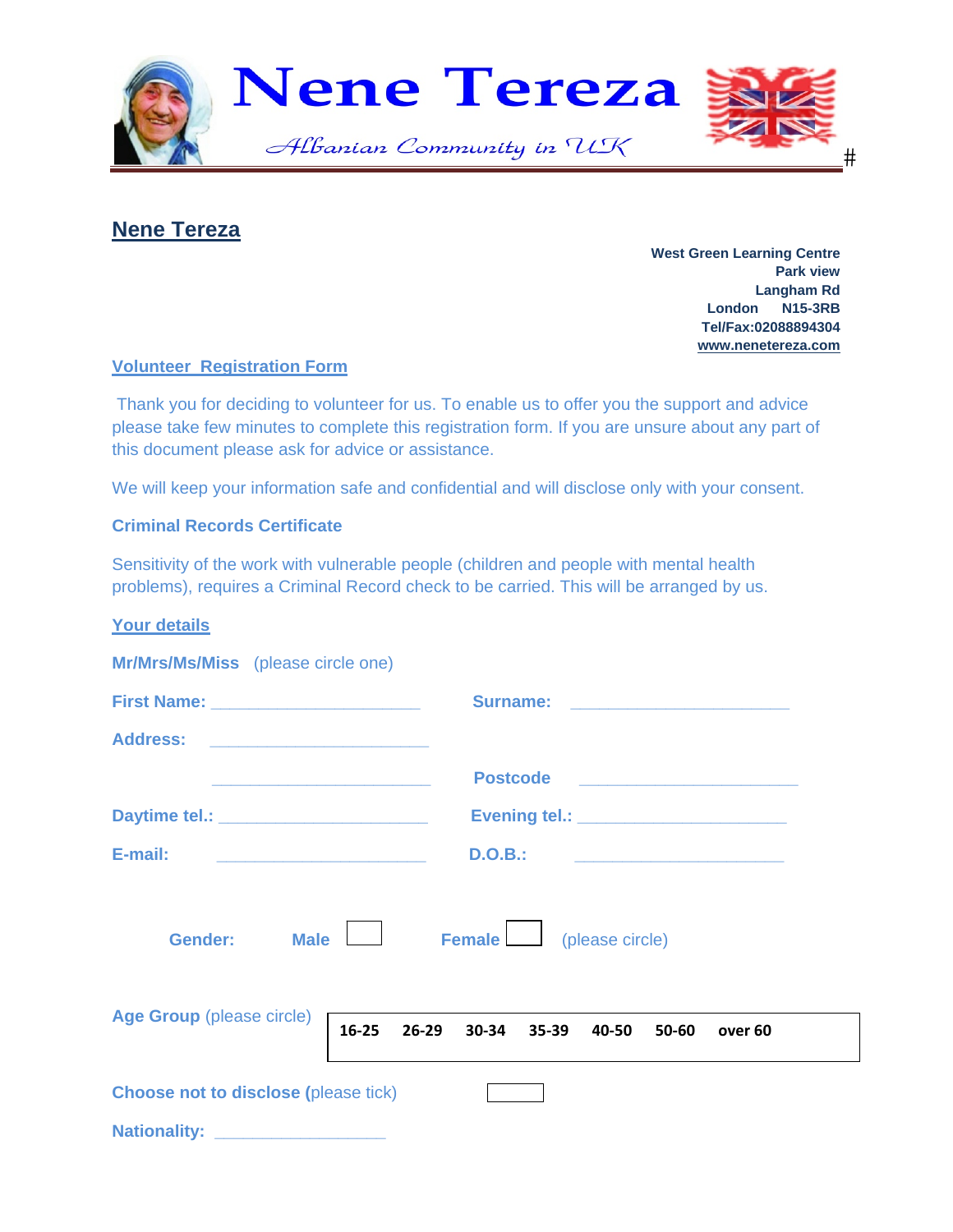# Nene Tereza

*Albanian Community in UK*

#

## Nene Tereza

**West Green Learning Centre**
**Park view**
**Langham Rd**
**London N15-3RB**
**Tel/Fax:02088894304**
**www.nenetereza.com**

### Volunteer Registration Form

Thank you for deciding to volunteer for us. To enable us to offer you the support and advice please take few minutes to complete this registration form. If you are unsure about any part of this document please ask for advice or assistance.

We will keep your information safe and confidential and will disclose only with your consent.

**Criminal Records Certificate**

Sensitivity of the work with vulnerable people (children and people with mental health problems), requires a Criminal Record check to be carried. This will be arranged by us.

### Your details

**Mr/Mrs/Ms/Miss** (please circle one)

**First Name:** ______________________ **Surname:** ______________________

**Address:** ______________________

______________________ **Postcode** ______________________

**Daytime tel.:** ______________________ **Evening tel.:** ______________________

**E-mail:** ______________________ **D.O.B.:** ______________________

**Gender:** **Male** ☐ **Female** ☐ (please circle)

**Age Group** (please circle)

| | | | | | | |
|---|---|---|---|---|---|---|
| 16-25 | 26-29 | 30-34 | 35-39 | 40-50 | 50-60 | over 60 |

**Choose not to disclose (**please tick) ☐

**Nationality:** __________________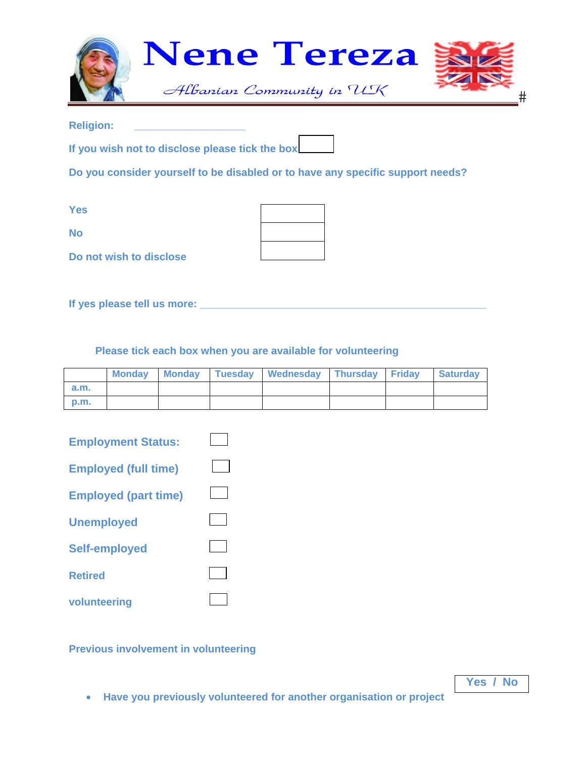# Nene Tereza

*Albanian Community in UK*

#

**Religion:** ___________________

**If you wish not to disclose please tick the box** ☐

**Do you consider yourself to be disabled or to have any specific support needs?**

| | |
|---|---|
| **Yes** | ☐ |
| **No** | ☐ |
| **Do not wish to disclose** | ☐ |

**If yes please tell us more:** ____________________________________________________

**Please tick each box when you are available for volunteering**

| | Monday | Monday | Tuesday | Wednesday | Thursday | Friday | Saturday |
|---|---|---|---|---|---|---|---|
| a.m. | | | | | | | |
| p.m. | | | | | | | |

**Employment Status:** ☐

**Employed (full time)** ☐

**Employed (part time)** ☐

**Unemployed** ☐

**Self-employed** ☐

**Retired** ☐

**volunteering** ☐

**Previous involvement in volunteering**

- **Have you previously volunteered for another organisation or project** **Yes / No**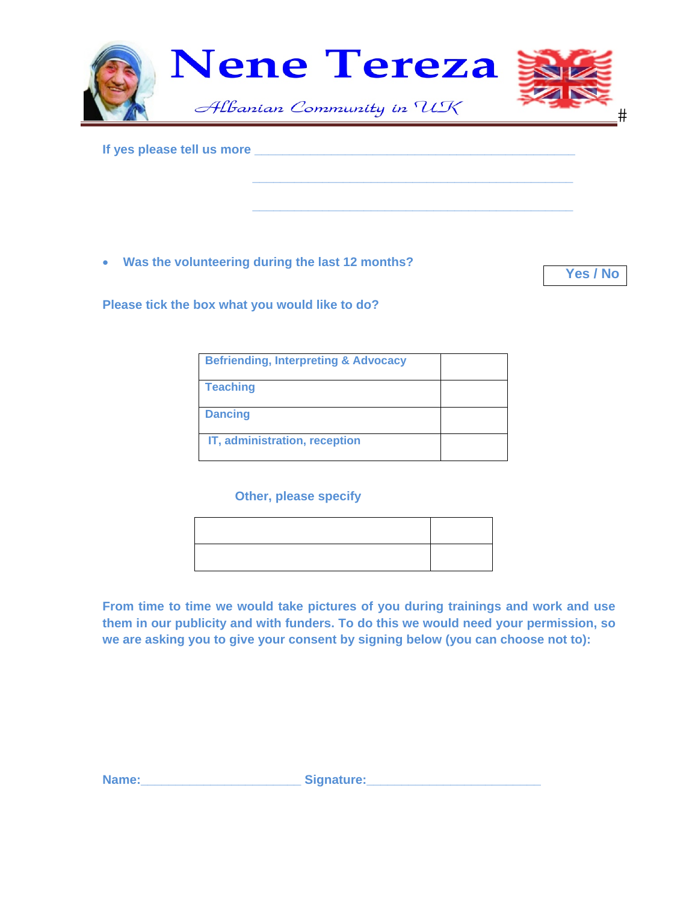If yes please tell us more _______________________________________________

_______________________________________________

_______________________________________________

- **Was the volunteering during the last 12 months?**

**Yes / No**

**Please tick the box what you would like to do?**

| | |
|---|---|
| Befriending, Interpreting & Advocacy | |
| Teaching | |
| Dancing | |
| IT, administration, reception | |

**Other, please specify**

| | |
|---|---|
| | |
| | |

**From time to time we would take pictures of you during trainings and work and use them in our publicity and with funders. To do this we would need your permission, so we are asking you to give your consent by signing below (you can choose not to):**

**Name:**________________________ **Signature:**__________________________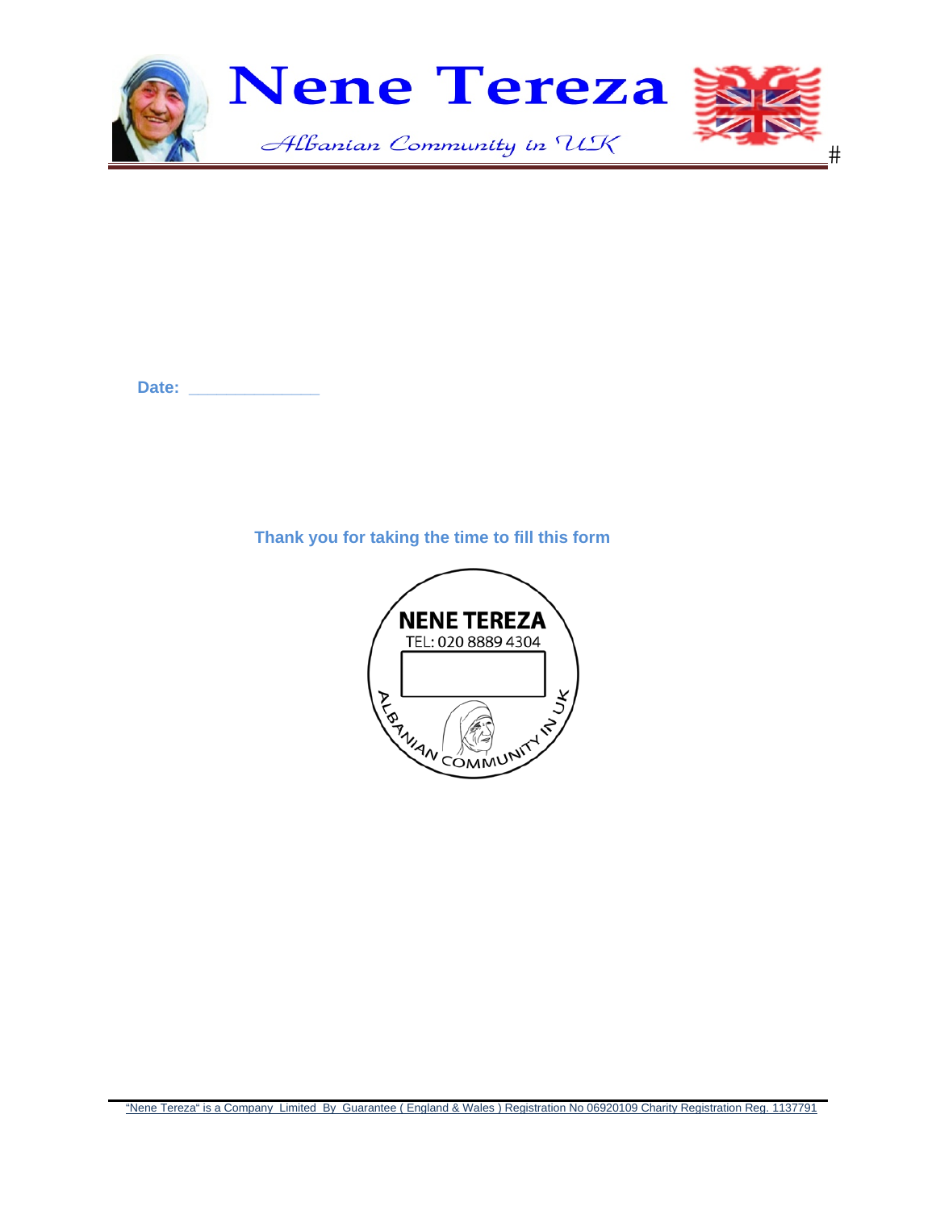**Date:** ______________

**Thank you for taking the time to fill this form**